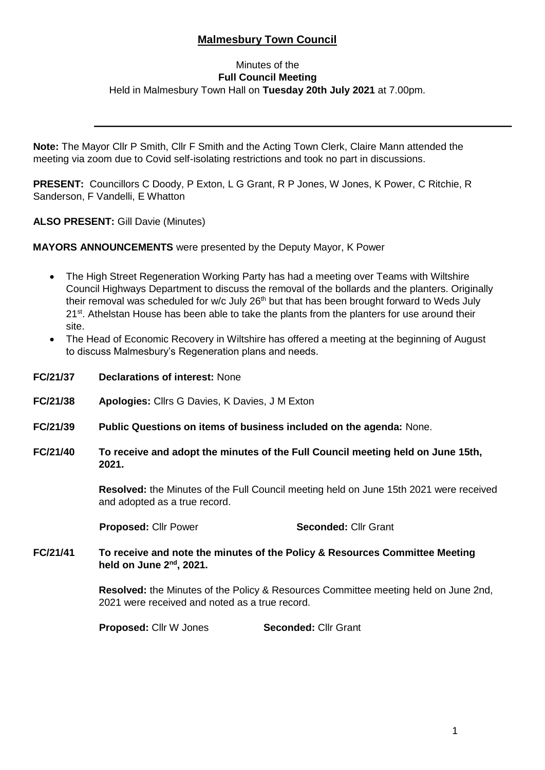# **Malmesbury Town Council**

Minutes of the
**Full Council Meeting**
Held in Malmesbury Town Hall on **Tuesday 20th July 2021** at 7.00pm.

---

**Note:** The Mayor Cllr P Smith, Cllr F Smith and the Acting Town Clerk, Claire Mann attended the meeting via zoom due to Covid self-isolating restrictions and took no part in discussions.

**PRESENT:** Councillors C Doody, P Exton, L G Grant, R P Jones, W Jones, K Power, C Ritchie, R Sanderson, F Vandelli, E Whatton

**ALSO PRESENT:** Gill Davie (Minutes)

**MAYORS ANNOUNCEMENTS** were presented by the Deputy Mayor, K Power

- The High Street Regeneration Working Party has had a meeting over Teams with Wiltshire Council Highways Department to discuss the removal of the bollards and the planters. Originally their removal was scheduled for w/c July 26th but that has been brought forward to Weds July 21st. Athelstan House has been able to take the plants from the planters for use around their site.
- The Head of Economic Recovery in Wiltshire has offered a meeting at the beginning of August to discuss Malmesbury's Regeneration plans and needs.

**FC/21/37 Declarations of interest:** None

**FC/21/38 Apologies:** Cllrs G Davies, K Davies, J M Exton

**FC/21/39 Public Questions on items of business included on the agenda:** None.

**FC/21/40 To receive and adopt the minutes of the Full Council meeting held on June 15th, 2021.**

**Resolved:** the Minutes of the Full Council meeting held on June 15th 2021 were received and adopted as a true record.

**Proposed:** Cllr Power **Seconded:** Cllr Grant

**FC/21/41 To receive and note the minutes of the Policy & Resources Committee Meeting held on June 2nd, 2021.**

**Resolved:** the Minutes of the Policy & Resources Committee meeting held on June 2nd, 2021 were received and noted as a true record.

**Proposed:** Cllr W Jones **Seconded:** Cllr Grant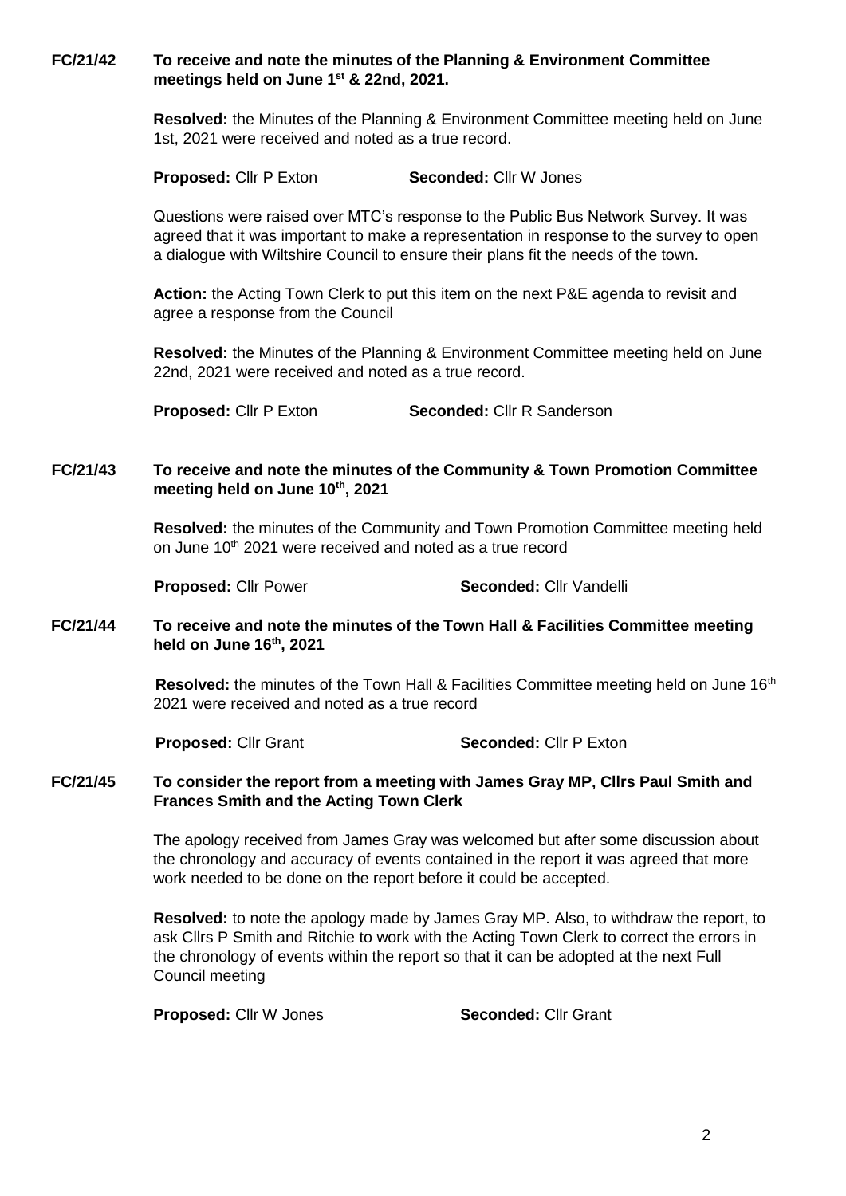**FC/21/42 To receive and note the minutes of the Planning & Environment Committee meetings held on June 1st & 22nd, 2021.**

**Resolved:** the Minutes of the Planning & Environment Committee meeting held on June 1st, 2021 were received and noted as a true record.

**Proposed:** Cllr P Exton **Seconded:** Cllr W Jones

Questions were raised over MTC's response to the Public Bus Network Survey. It was agreed that it was important to make a representation in response to the survey to open a dialogue with Wiltshire Council to ensure their plans fit the needs of the town.

**Action:** the Acting Town Clerk to put this item on the next P&E agenda to revisit and agree a response from the Council

**Resolved:** the Minutes of the Planning & Environment Committee meeting held on June 22nd, 2021 were received and noted as a true record.

**Proposed:** Cllr P Exton **Seconded:** Cllr R Sanderson

**FC/21/43 To receive and note the minutes of the Community & Town Promotion Committee meeting held on June 10th, 2021**

**Resolved:** the minutes of the Community and Town Promotion Committee meeting held on June 10th 2021 were received and noted as a true record

**Proposed:** Cllr Power **Seconded:** Cllr Vandelli

**FC/21/44 To receive and note the minutes of the Town Hall & Facilities Committee meeting held on June 16th, 2021**

**Resolved:** the minutes of the Town Hall & Facilities Committee meeting held on June 16th 2021 were received and noted as a true record

**Proposed:** Cllr Grant **Seconded:** Cllr P Exton

**FC/21/45 To consider the report from a meeting with James Gray MP, Cllrs Paul Smith and Frances Smith and the Acting Town Clerk**

The apology received from James Gray was welcomed but after some discussion about the chronology and accuracy of events contained in the report it was agreed that more work needed to be done on the report before it could be accepted.

**Resolved:** to note the apology made by James Gray MP. Also, to withdraw the report, to ask Cllrs P Smith and Ritchie to work with the Acting Town Clerk to correct the errors in the chronology of events within the report so that it can be adopted at the next Full Council meeting

**Proposed:** Cllr W Jones **Seconded:** Cllr Grant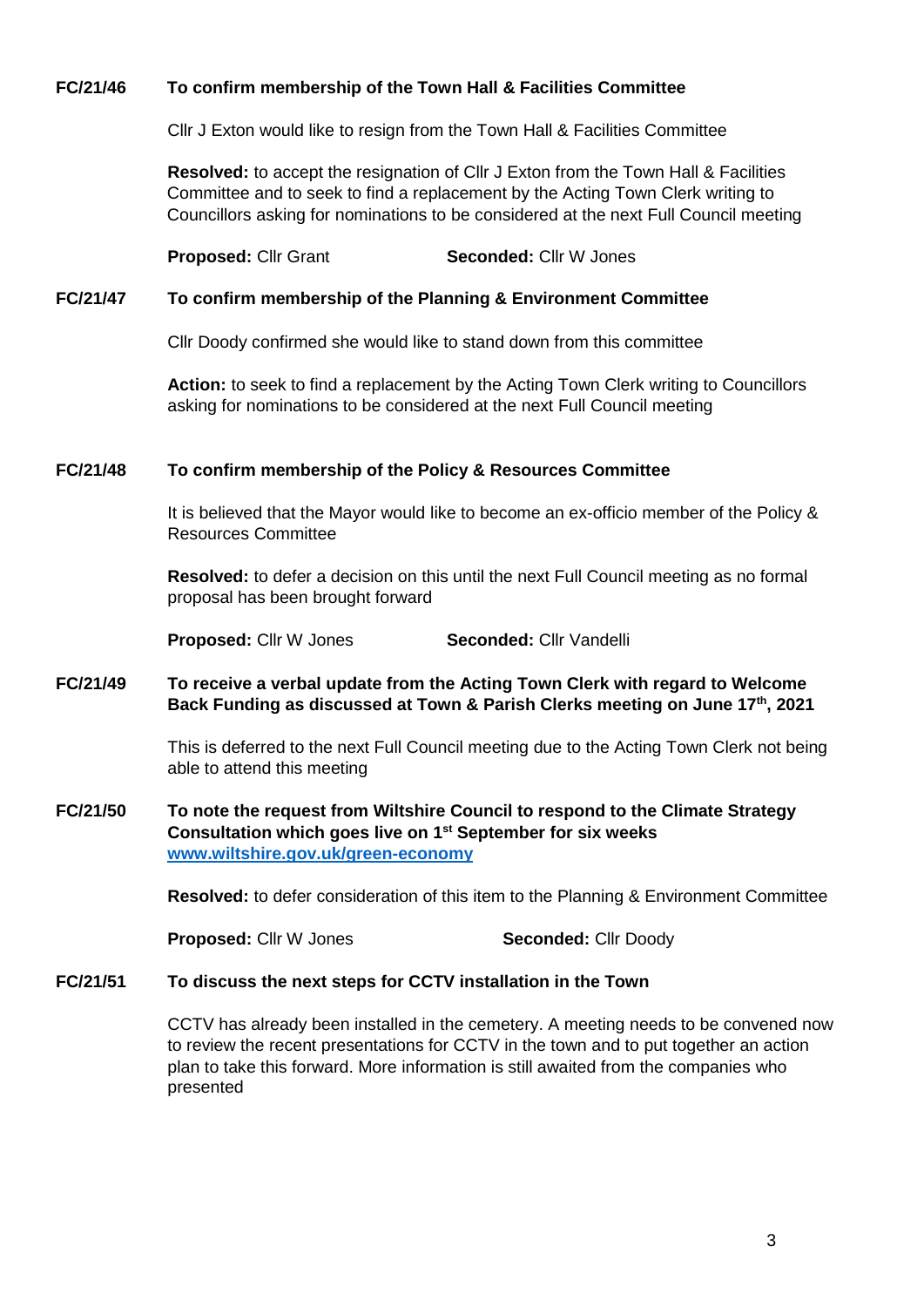**FC/21/46 To confirm membership of the Town Hall & Facilities Committee**

Cllr J Exton would like to resign from the Town Hall & Facilities Committee

**Resolved:** to accept the resignation of Cllr J Exton from the Town Hall & Facilities Committee and to seek to find a replacement by the Acting Town Clerk writing to Councillors asking for nominations to be considered at the next Full Council meeting

**Proposed:** Cllr Grant **Seconded:** Cllr W Jones

**FC/21/47 To confirm membership of the Planning & Environment Committee**

Cllr Doody confirmed she would like to stand down from this committee

**Action:** to seek to find a replacement by the Acting Town Clerk writing to Councillors asking for nominations to be considered at the next Full Council meeting

**FC/21/48 To confirm membership of the Policy & Resources Committee**

It is believed that the Mayor would like to become an ex-officio member of the Policy & Resources Committee

**Resolved:** to defer a decision on this until the next Full Council meeting as no formal proposal has been brought forward

**Proposed:** Cllr W Jones **Seconded:** Cllr Vandelli

**FC/21/49 To receive a verbal update from the Acting Town Clerk with regard to Welcome Back Funding as discussed at Town & Parish Clerks meeting on June 17th, 2021**

This is deferred to the next Full Council meeting due to the Acting Town Clerk not being able to attend this meeting

**FC/21/50 To note the request from Wiltshire Council to respond to the Climate Strategy Consultation which goes live on 1st September for six weeks [www.wiltshire.gov.uk/green-economy](www.wiltshire.gov.uk/green-economy)**

**Resolved:** to defer consideration of this item to the Planning & Environment Committee

**Proposed:** Cllr W Jones **Seconded:** Cllr Doody

**FC/21/51 To discuss the next steps for CCTV installation in the Town**

CCTV has already been installed in the cemetery. A meeting needs to be convened now to review the recent presentations for CCTV in the town and to put together an action plan to take this forward. More information is still awaited from the companies who presented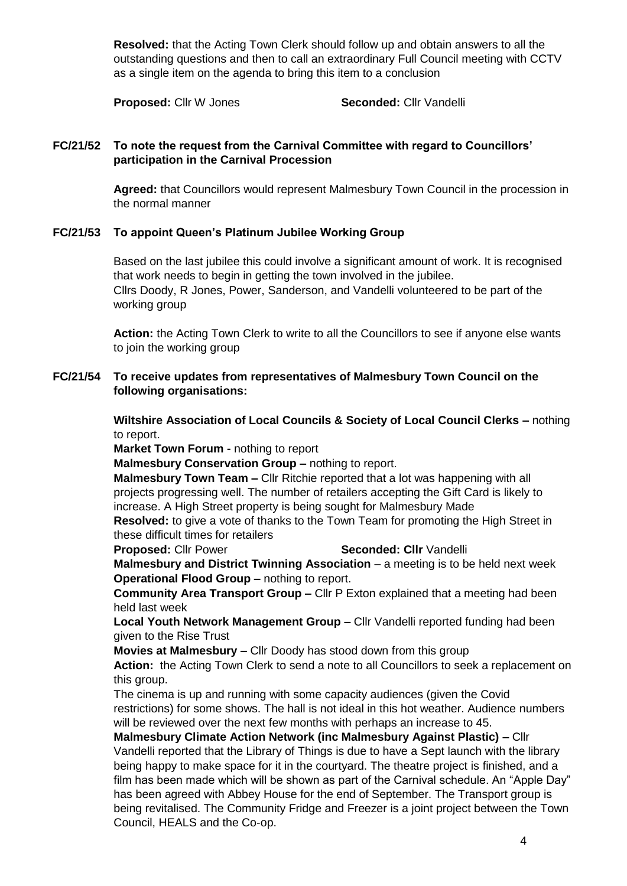**Resolved:** that the Acting Town Clerk should follow up and obtain answers to all the outstanding questions and then to call an extraordinary Full Council meeting with CCTV as a single item on the agenda to bring this item to a conclusion

**Proposed:** Cllr W Jones **Seconded:** Cllr Vandelli

### FC/21/52 To note the request from the Carnival Committee with regard to Councillors' participation in the Carnival Procession

**Agreed:** that Councillors would represent Malmesbury Town Council in the procession in the normal manner

### FC/21/53 To appoint Queen's Platinum Jubilee Working Group

Based on the last jubilee this could involve a significant amount of work. It is recognised that work needs to begin in getting the town involved in the jubilee.
Cllrs Doody, R Jones, Power, Sanderson, and Vandelli volunteered to be part of the working group

**Action:** the Acting Town Clerk to write to all the Councillors to see if anyone else wants to join the working group

### FC/21/54 To receive updates from representatives of Malmesbury Town Council on the following organisations:

**Wiltshire Association of Local Councils & Society of Local Council Clerks –** nothing to report.

**Market Town Forum -** nothing to report

**Malmesbury Conservation Group –** nothing to report.

**Malmesbury Town Team –** Cllr Ritchie reported that a lot was happening with all projects progressing well. The number of retailers accepting the Gift Card is likely to increase. A High Street property is being sought for Malmesbury Made

**Resolved:** to give a vote of thanks to the Town Team for promoting the High Street in these difficult times for retailers

**Proposed:** Cllr Power **Seconded: Cllr** Vandelli

**Malmesbury and District Twinning Association** – a meeting is to be held next week

**Operational Flood Group –** nothing to report.

**Community Area Transport Group –** Cllr P Exton explained that a meeting had been held last week

**Local Youth Network Management Group –** Cllr Vandelli reported funding had been given to the Rise Trust

**Movies at Malmesbury –** Cllr Doody has stood down from this group

**Action:** the Acting Town Clerk to send a note to all Councillors to seek a replacement on this group.

The cinema is up and running with some capacity audiences (given the Covid restrictions) for some shows. The hall is not ideal in this hot weather. Audience numbers will be reviewed over the next few months with perhaps an increase to 45.

**Malmesbury Climate Action Network (inc Malmesbury Against Plastic) –** Cllr Vandelli reported that the Library of Things is due to have a Sept launch with the library being happy to make space for it in the courtyard. The theatre project is finished, and a film has been made which will be shown as part of the Carnival schedule. An "Apple Day" has been agreed with Abbey House for the end of September. The Transport group is being revitalised. The Community Fridge and Freezer is a joint project between the Town Council, HEALS and the Co-op.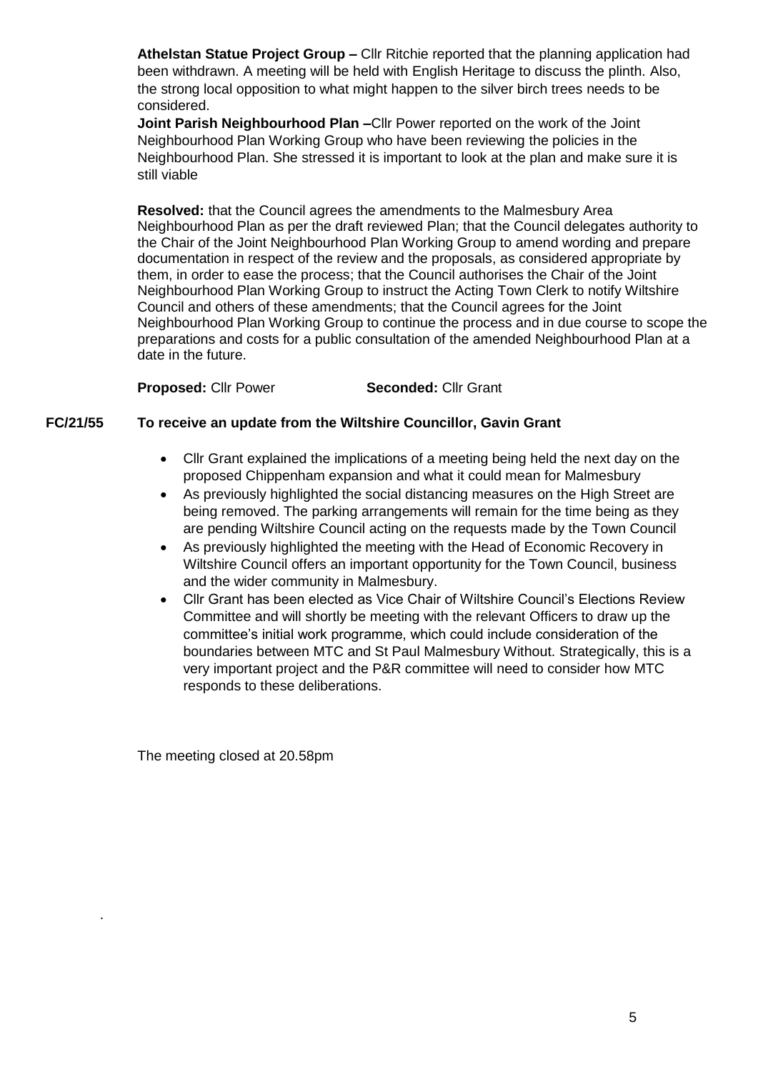**Athelstan Statue Project Group –** Cllr Ritchie reported that the planning application had been withdrawn. A meeting will be held with English Heritage to discuss the plinth. Also, the strong local opposition to what might happen to the silver birch trees needs to be considered.

**Joint Parish Neighbourhood Plan –**Cllr Power reported on the work of the Joint Neighbourhood Plan Working Group who have been reviewing the policies in the Neighbourhood Plan. She stressed it is important to look at the plan and make sure it is still viable

**Resolved:** that the Council agrees the amendments to the Malmesbury Area Neighbourhood Plan as per the draft reviewed Plan; that the Council delegates authority to the Chair of the Joint Neighbourhood Plan Working Group to amend wording and prepare documentation in respect of the review and the proposals, as considered appropriate by them, in order to ease the process; that the Council authorises the Chair of the Joint Neighbourhood Plan Working Group to instruct the Acting Town Clerk to notify Wiltshire Council and others of these amendments; that the Council agrees for the Joint Neighbourhood Plan Working Group to continue the process and in due course to scope the preparations and costs for a public consultation of the amended Neighbourhood Plan at a date in the future.

**Proposed:** Cllr Power **Seconded:** Cllr Grant

## FC/21/55 To receive an update from the Wiltshire Councillor, Gavin Grant

- Cllr Grant explained the implications of a meeting being held the next day on the proposed Chippenham expansion and what it could mean for Malmesbury
- As previously highlighted the social distancing measures on the High Street are being removed. The parking arrangements will remain for the time being as they are pending Wiltshire Council acting on the requests made by the Town Council
- As previously highlighted the meeting with the Head of Economic Recovery in Wiltshire Council offers an important opportunity for the Town Council, business and the wider community in Malmesbury.
- Cllr Grant has been elected as Vice Chair of Wiltshire Council's Elections Review Committee and will shortly be meeting with the relevant Officers to draw up the committee's initial work programme, which could include consideration of the boundaries between MTC and St Paul Malmesbury Without. Strategically, this is a very important project and the P&R committee will need to consider how MTC responds to these deliberations.

The meeting closed at 20.58pm

.